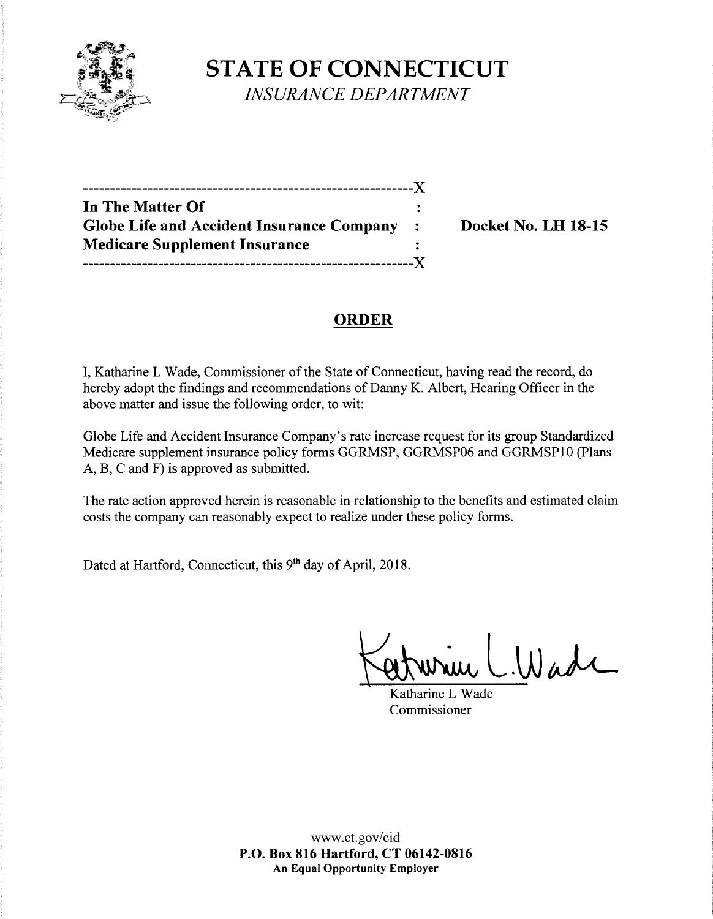# STATE OF CONNECTICUT

*INSURANCE DEPARTMENT*

---------------------------------------------------------X

**In The Matter Of** :

**Globe Life and Accident Insurance Company** : **Docket No. LH 18-15**

**Medicare Supplement Insurance** :

---------------------------------------------------------X

## ORDER

I, Katharine L Wade, Commissioner of the State of Connecticut, having read the record, do hereby adopt the findings and recommendations of Danny K. Albert, Hearing Officer in the above matter and issue the following order, to wit:

Globe Life and Accident Insurance Company's rate increase request for its group Standardized Medicare supplement insurance policy forms GGRMSP, GGRMSP06 and GGRMSP10 (Plans A, B, C and F) is approved as submitted.

The rate action approved herein is reasonable in relationship to the benefits and estimated claim costs the company can reasonably expect to realize under these policy forms.

Dated at Hartford, Connecticut, this 9th day of April, 2018.

Katharine L Wade
Commissioner

www.ct.gov/cid
**P.O. Box 816 Hartford, CT 06142-0816**
**An Equal Opportunity Employer**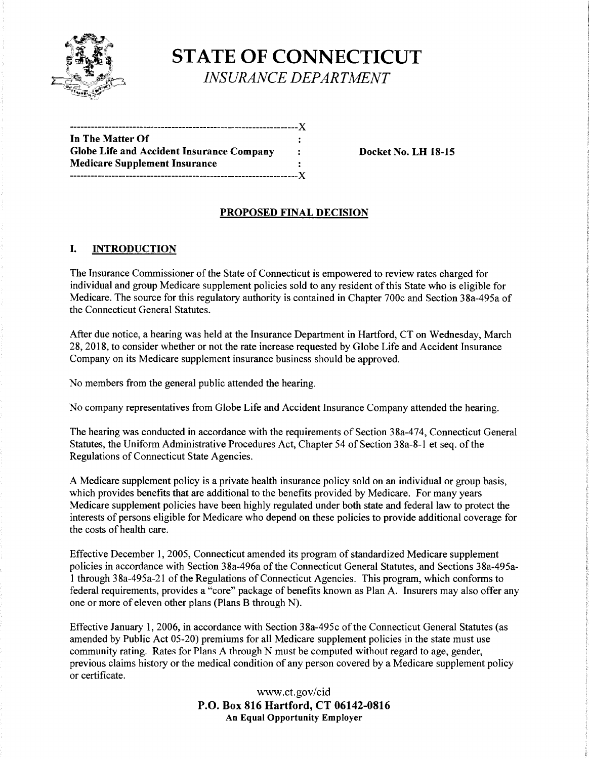# STATE OF CONNECTICUT

*INSURANCE DEPARTMENT*

```
-----------------------------------------------------------------X
In The Matter Of                                  :
Globe Life and Accident Insurance Company         :        Docket No. LH 18-15
Medicare Supplement Insurance                     :
-----------------------------------------------------------------X
```

## PROPOSED FINAL DECISION

## I. INTRODUCTION

The Insurance Commissioner of the State of Connecticut is empowered to review rates charged for individual and group Medicare supplement policies sold to any resident of this State who is eligible for Medicare. The source for this regulatory authority is contained in Chapter 700c and Section 38a-495a of the Connecticut General Statutes.

After due notice, a hearing was held at the Insurance Department in Hartford, CT on Wednesday, March 28, 2018, to consider whether or not the rate increase requested by Globe Life and Accident Insurance Company on its Medicare supplement insurance business should be approved.

No members from the general public attended the hearing.

No company representatives from Globe Life and Accident Insurance Company attended the hearing.

The hearing was conducted in accordance with the requirements of Section 38a-474, Connecticut General Statutes, the Uniform Administrative Procedures Act, Chapter 54 of Section 38a-8-1 et seq. of the Regulations of Connecticut State Agencies.

A Medicare supplement policy is a private health insurance policy sold on an individual or group basis, which provides benefits that are additional to the benefits provided by Medicare. For many years Medicare supplement policies have been highly regulated under both state and federal law to protect the interests of persons eligible for Medicare who depend on these policies to provide additional coverage for the costs of health care.

Effective December 1, 2005, Connecticut amended its program of standardized Medicare supplement policies in accordance with Section 38a-496a of the Connecticut General Statutes, and Sections 38a-495a-1 through 38a-495a-21 of the Regulations of Connecticut Agencies. This program, which conforms to federal requirements, provides a "core" package of benefits known as Plan A. Insurers may also offer any one or more of eleven other plans (Plans B through N).

Effective January 1, 2006, in accordance with Section 38a-495c of the Connecticut General Statutes (as amended by Public Act 05-20) premiums for all Medicare supplement policies in the state must use community rating. Rates for Plans A through N must be computed without regard to age, gender, previous claims history or the medical condition of any person covered by a Medicare supplement policy or certificate.

www.ct.gov/cid
**P.O. Box 816 Hartford, CT 06142-0816**
**An Equal Opportunity Employer**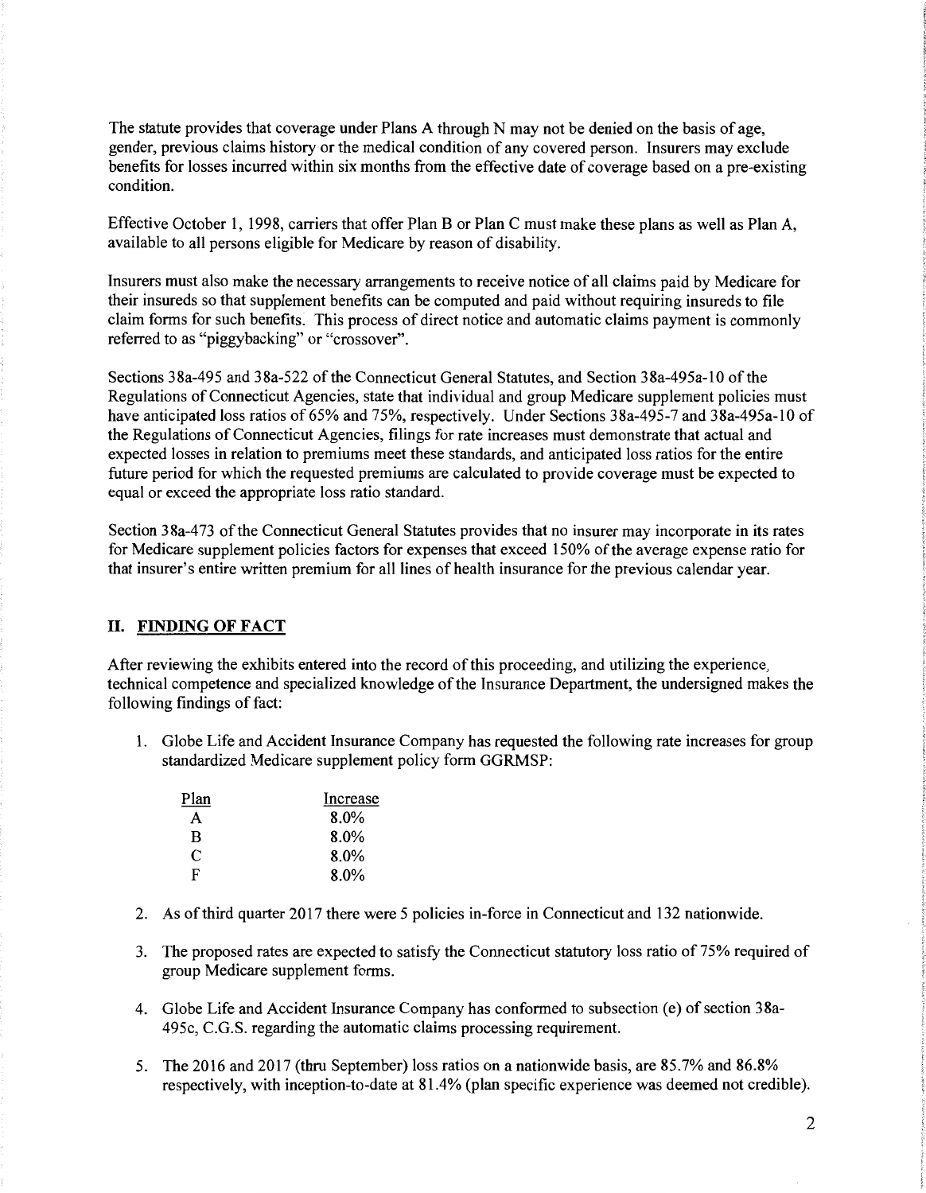The statute provides that coverage under Plans A through N may not be denied on the basis of age, gender, previous claims history or the medical condition of any covered person. Insurers may exclude benefits for losses incurred within six months from the effective date of coverage based on a pre-existing condition.

Effective October 1, 1998, carriers that offer Plan B or Plan C must make these plans as well as Plan A, available to all persons eligible for Medicare by reason of disability.

Insurers must also make the necessary arrangements to receive notice of all claims paid by Medicare for their insureds so that supplement benefits can be computed and paid without requiring insureds to file claim forms for such benefits. This process of direct notice and automatic claims payment is commonly referred to as "piggybacking" or "crossover".

Sections 38a-495 and 38a-522 of the Connecticut General Statutes, and Section 38a-495a-10 of the Regulations of Connecticut Agencies, state that individual and group Medicare supplement policies must have anticipated loss ratios of 65% and 75%, respectively. Under Sections 38a-495-7 and 38a-495a-10 of the Regulations of Connecticut Agencies, filings for rate increases must demonstrate that actual and expected losses in relation to premiums meet these standards, and anticipated loss ratios for the entire future period for which the requested premiums are calculated to provide coverage must be expected to equal or exceed the appropriate loss ratio standard.

Section 38a-473 of the Connecticut General Statutes provides that no insurer may incorporate in its rates for Medicare supplement policies factors for expenses that exceed 150% of the average expense ratio for that insurer's entire written premium for all lines of health insurance for the previous calendar year.

## II. FINDING OF FACT

After reviewing the exhibits entered into the record of this proceeding, and utilizing the experience, technical competence and specialized knowledge of the Insurance Department, the undersigned makes the following findings of fact:

1. Globe Life and Accident Insurance Company has requested the following rate increases for group standardized Medicare supplement policy form GGRMSP:

| Plan | Increase |
|---|---|
| A | 8.0% |
| B | 8.0% |
| C | 8.0% |
| F | 8.0% |

2. As of third quarter 2017 there were 5 policies in-force in Connecticut and 132 nationwide.

3. The proposed rates are expected to satisfy the Connecticut statutory loss ratio of 75% required of group Medicare supplement forms.

4. Globe Life and Accident Insurance Company has conformed to subsection (e) of section 38a-495c, C.G.S. regarding the automatic claims processing requirement.

5. The 2016 and 2017 (thru September) loss ratios on a nationwide basis, are 85.7% and 86.8% respectively, with inception-to-date at 81.4% (plan specific experience was deemed not credible).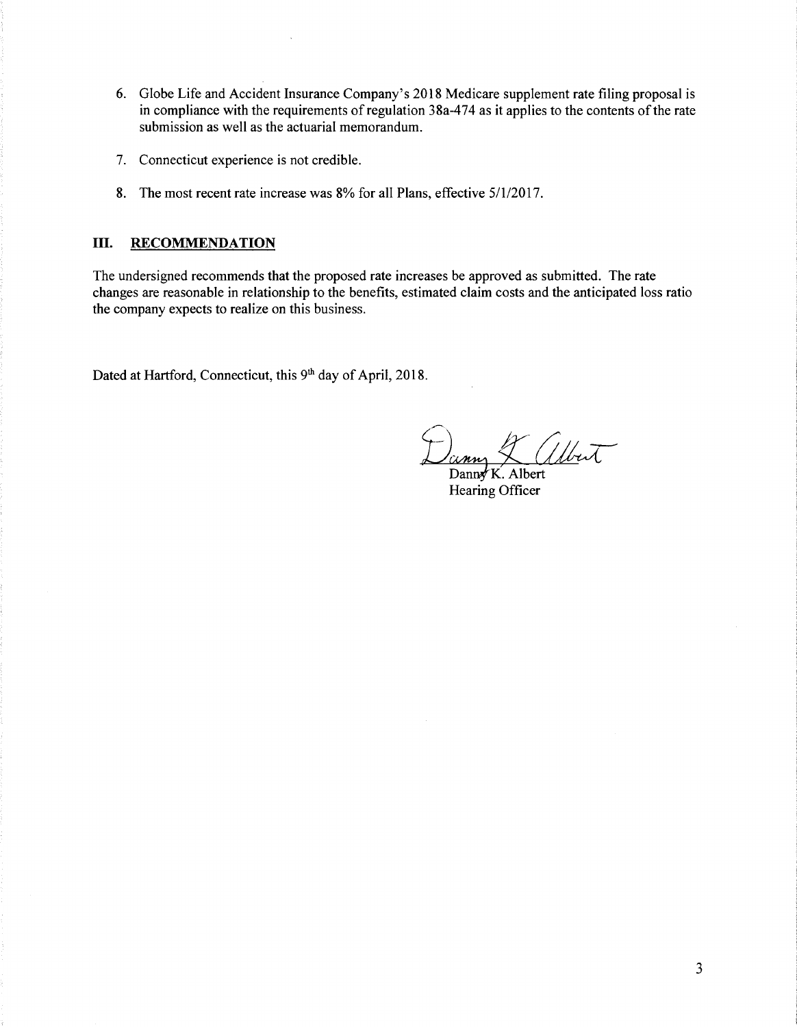6. Globe Life and Accident Insurance Company's 2018 Medicare supplement rate filing proposal is in compliance with the requirements of regulation 38a-474 as it applies to the contents of the rate submission as well as the actuarial memorandum.

7. Connecticut experience is not credible.

8. The most recent rate increase was 8% for all Plans, effective 5/1/2017.

## III. RECOMMENDATION

The undersigned recommends that the proposed rate increases be approved as submitted. The rate changes are reasonable in relationship to the benefits, estimated claim costs and the anticipated loss ratio the company expects to realize on this business.

Dated at Hartford, Connecticut, this 9th day of April, 2018.

Danny K. Albert
Hearing Officer